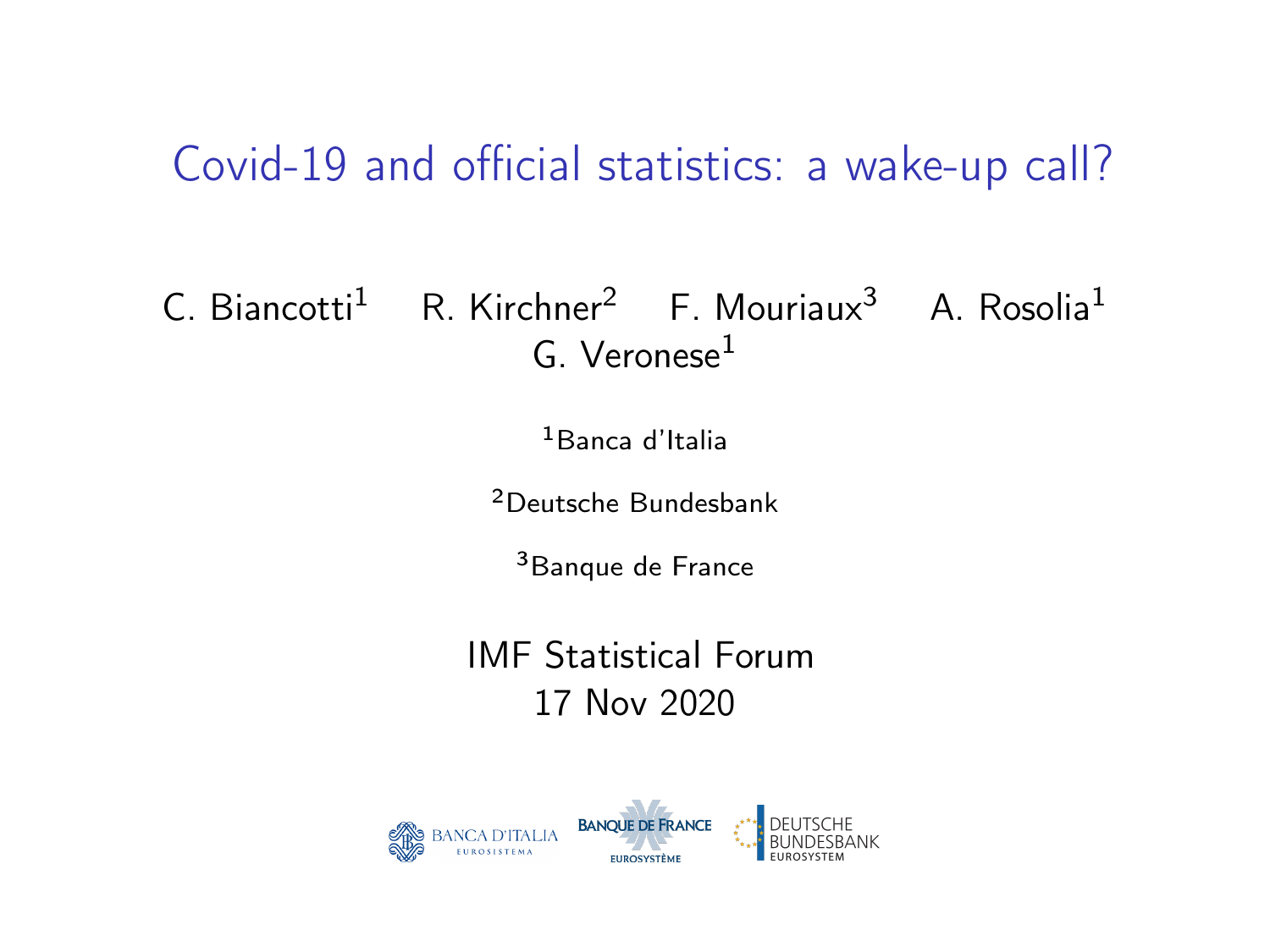# Covid-19 and official statistics: a wake-up call?

C. Biancotti[1] R. Kirchner[2] F. Mouriaux[3] A. Rosolia[1] G. Veronese[1]

[1]Banca d'Italia

[2]Deutsche Bundesbank

[3]Banque de France

IMF Statistical Forum
17 Nov 2020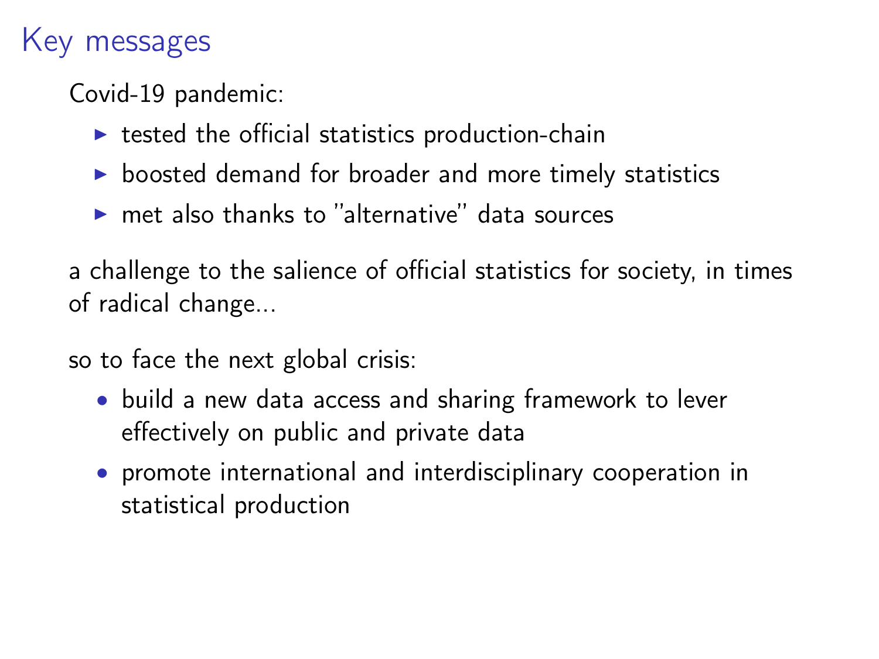# Key messages

Covid-19 pandemic:

- tested the official statistics production-chain
- boosted demand for broader and more timely statistics
- met also thanks to "alternative" data sources

a challenge to the salience of official statistics for society, in times of radical change...

so to face the next global crisis:

- build a new data access and sharing framework to lever effectively on public and private data
- promote international and interdisciplinary cooperation in statistical production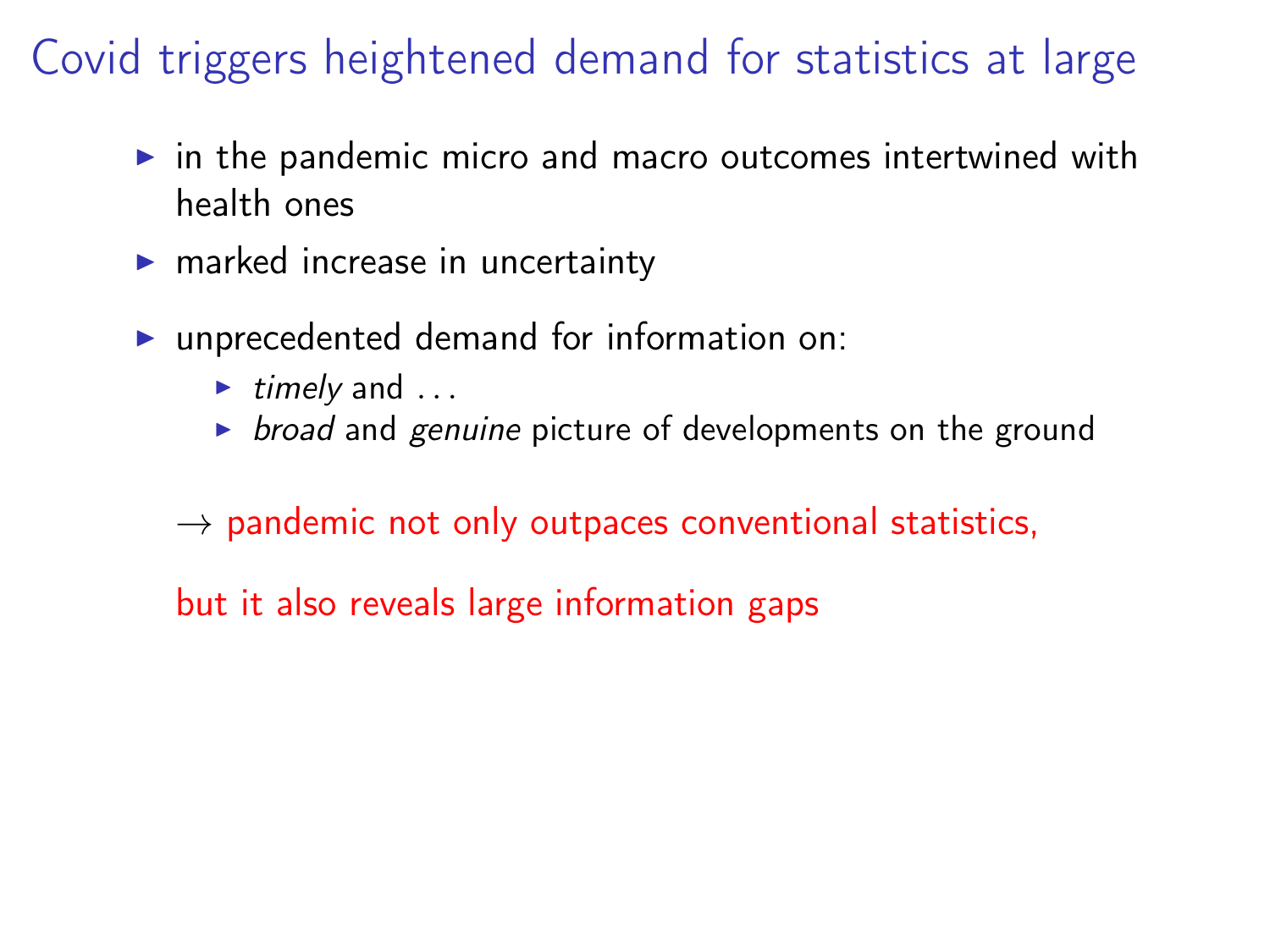# Covid triggers heightened demand for statistics at large

- in the pandemic micro and macro outcomes intertwined with health ones
- marked increase in uncertainty
- unprecedented demand for information on:
  - *timely* and ...
  - *broad* and *genuine* picture of developments on the ground

$\rightarrow$ pandemic not only outpaces conventional statistics,

but it also reveals large information gaps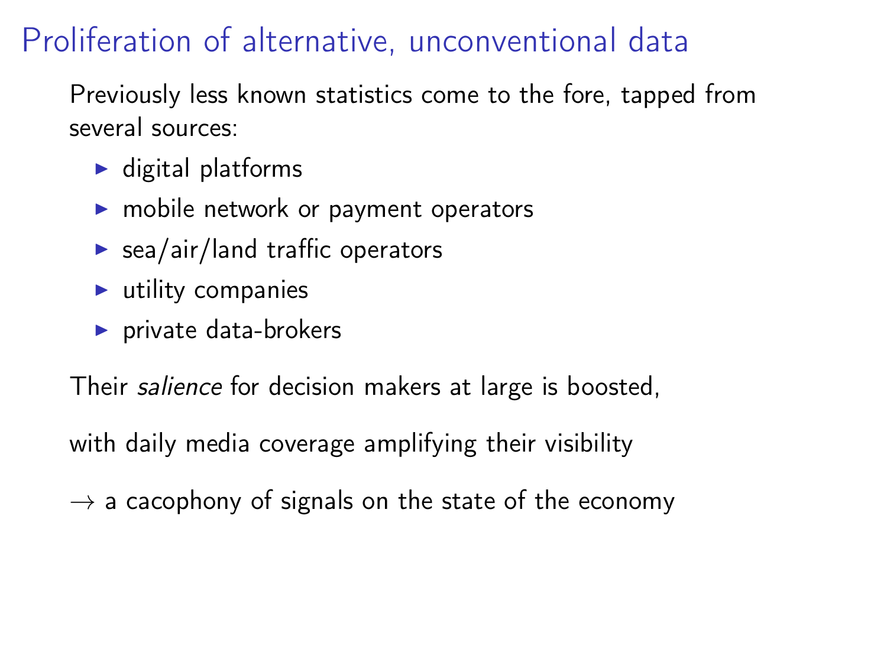# Proliferation of alternative, unconventional data

Previously less known statistics come to the fore, tapped from several sources:

- digital platforms
- mobile network or payment operators
- sea/air/land traffic operators
- utility companies
- private data-brokers

Their *salience* for decision makers at large is boosted,

with daily media coverage amplifying their visibility

→ a cacophony of signals on the state of the economy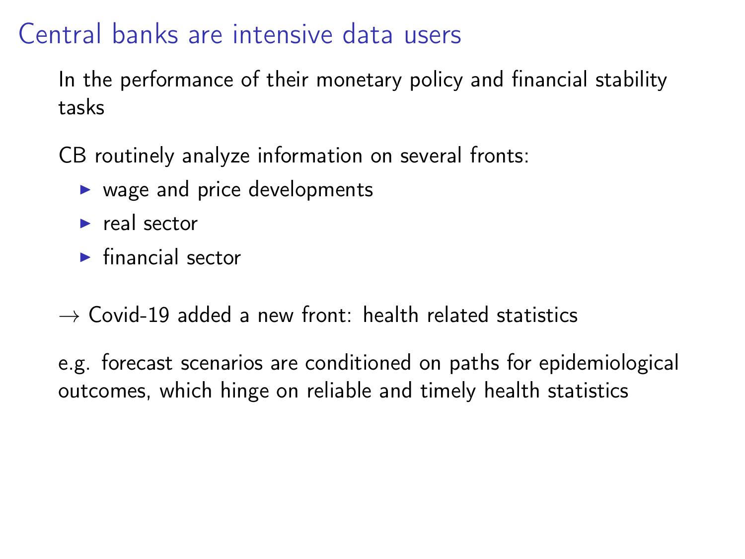# Central banks are intensive data users

In the performance of their monetary policy and financial stability tasks

CB routinely analyze information on several fronts:

- wage and price developments
- real sector
- financial sector

→ Covid-19 added a new front: health related statistics

e.g. forecast scenarios are conditioned on paths for epidemiological outcomes, which hinge on reliable and timely health statistics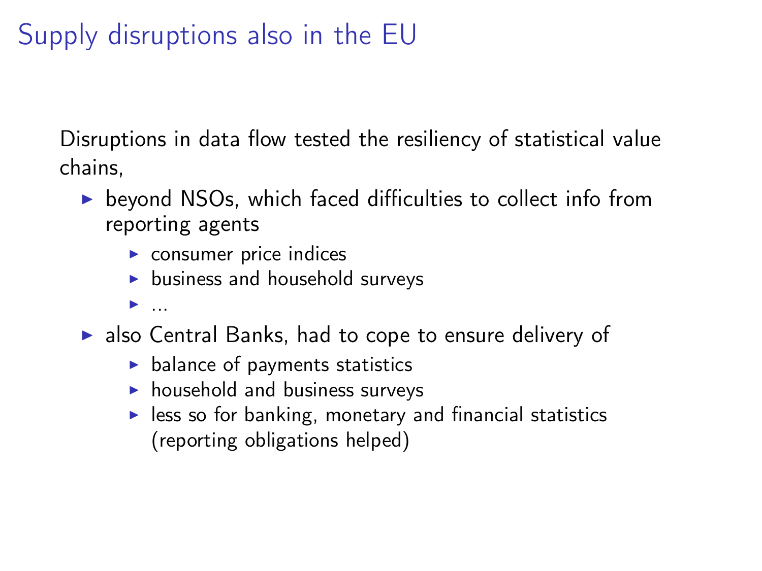# Supply disruptions also in the EU

Disruptions in data flow tested the resiliency of statistical value chains,

- beyond NSOs, which faced difficulties to collect info from reporting agents
  - consumer price indices
  - business and household surveys
  - ...
- also Central Banks, had to cope to ensure delivery of
  - balance of payments statistics
  - household and business surveys
  - less so for banking, monetary and financial statistics (reporting obligations helped)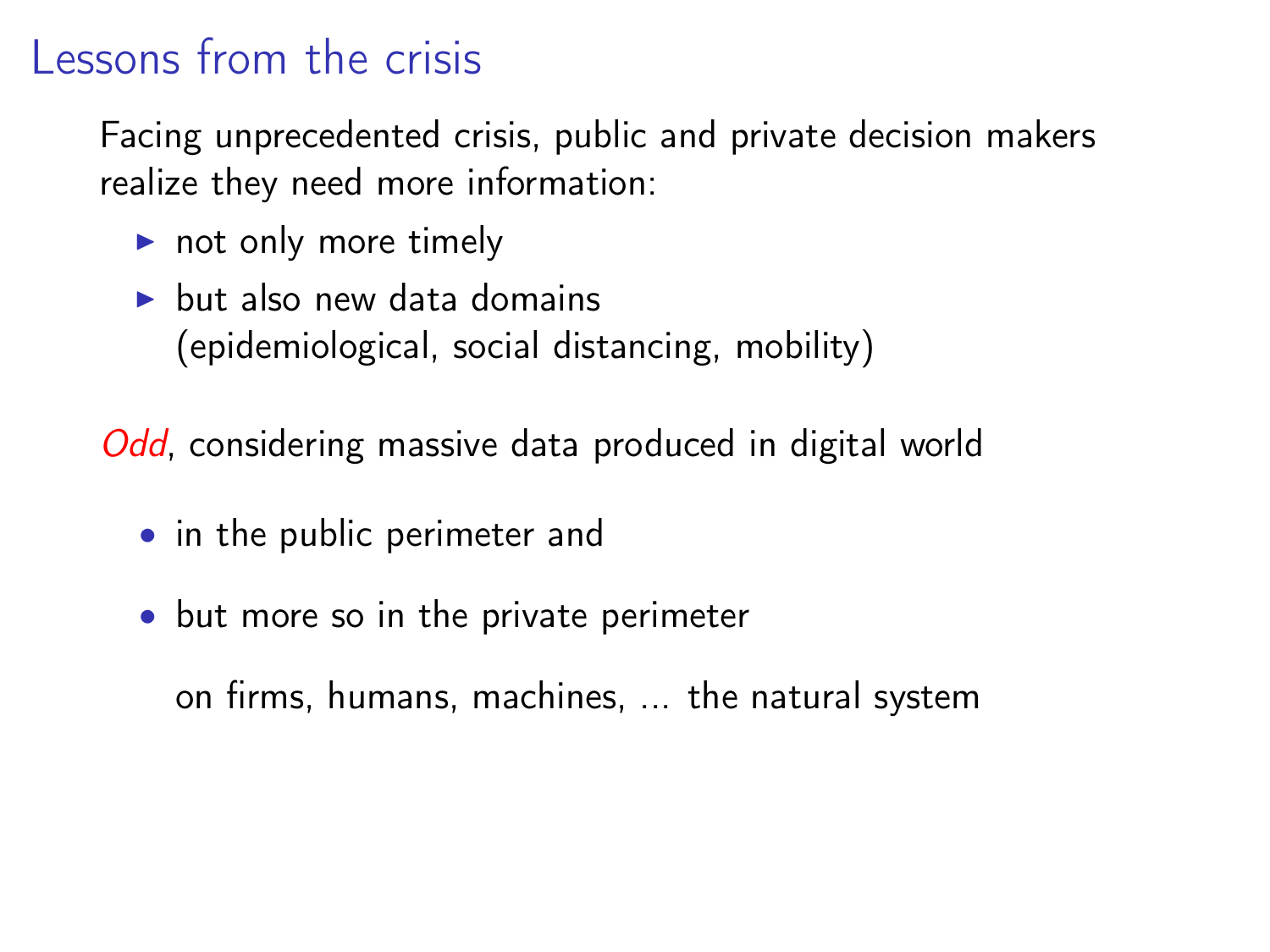## Lessons from the crisis

Facing unprecedented crisis, public and private decision makers realize they need more information:

- not only more timely
- but also new data domains (epidemiological, social distancing, mobility)

*Odd*, considering massive data produced in digital world

- in the public perimeter and
- but more so in the private perimeter

  on firms, humans, machines, ... the natural system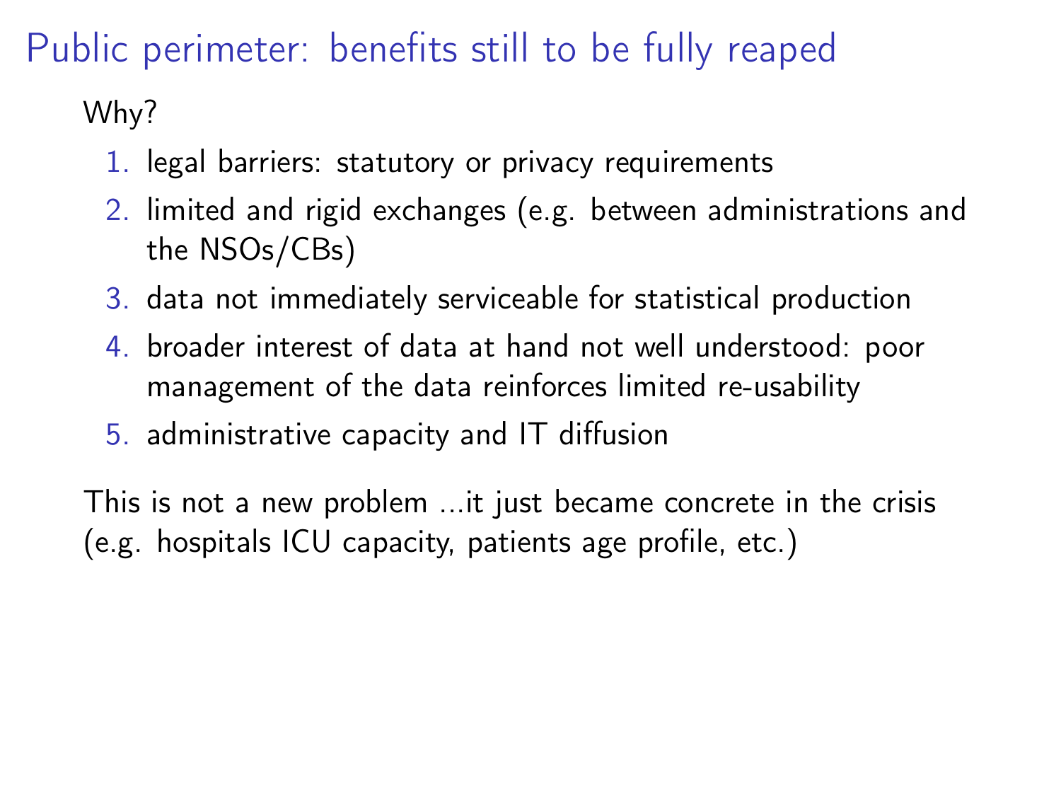# Public perimeter: benefits still to be fully reaped

Why?

1. legal barriers: statutory or privacy requirements
2. limited and rigid exchanges (e.g. between administrations and the NSOs/CBs)
3. data not immediately serviceable for statistical production
4. broader interest of data at hand not well understood: poor management of the data reinforces limited re-usability
5. administrative capacity and IT diffusion

This is not a new problem ...it just became concrete in the crisis (e.g. hospitals ICU capacity, patients age profile, etc.)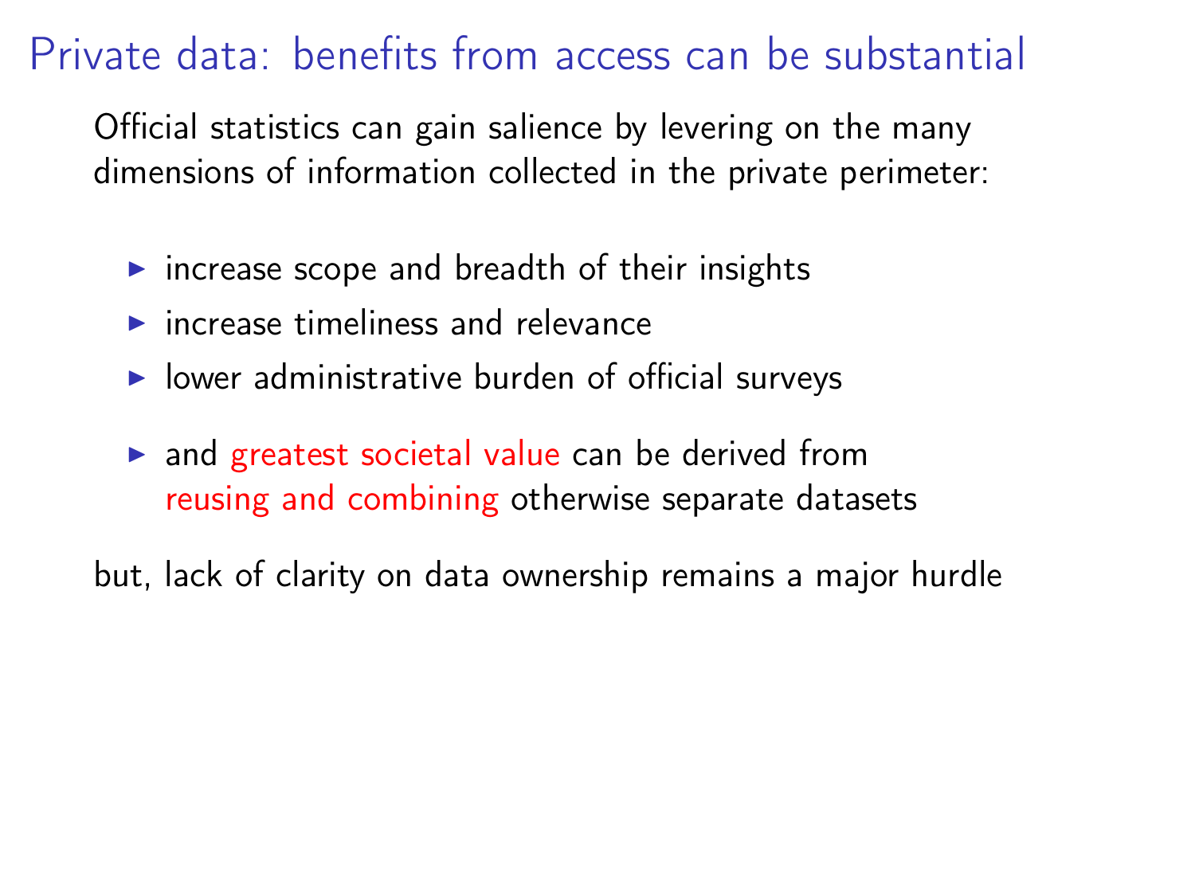# Private data: benefits from access can be substantial

Official statistics can gain salience by levering on the many dimensions of information collected in the private perimeter:

- increase scope and breadth of their insights
- increase timeliness and relevance
- lower administrative burden of official surveys
- and greatest societal value can be derived from reusing and combining otherwise separate datasets

but, lack of clarity on data ownership remains a major hurdle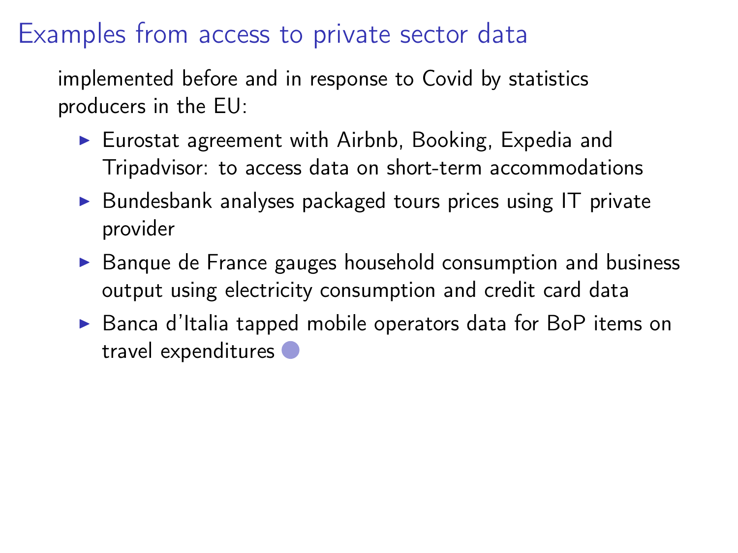# Examples from access to private sector data

implemented before and in response to Covid by statistics producers in the EU:

- Eurostat agreement with Airbnb, Booking, Expedia and Tripadvisor: to access data on short-term accommodations
- Bundesbank analyses packaged tours prices using IT private provider
- Banque de France gauges household consumption and business output using electricity consumption and credit card data
- Banca d'Italia tapped mobile operators data for BoP items on travel expenditures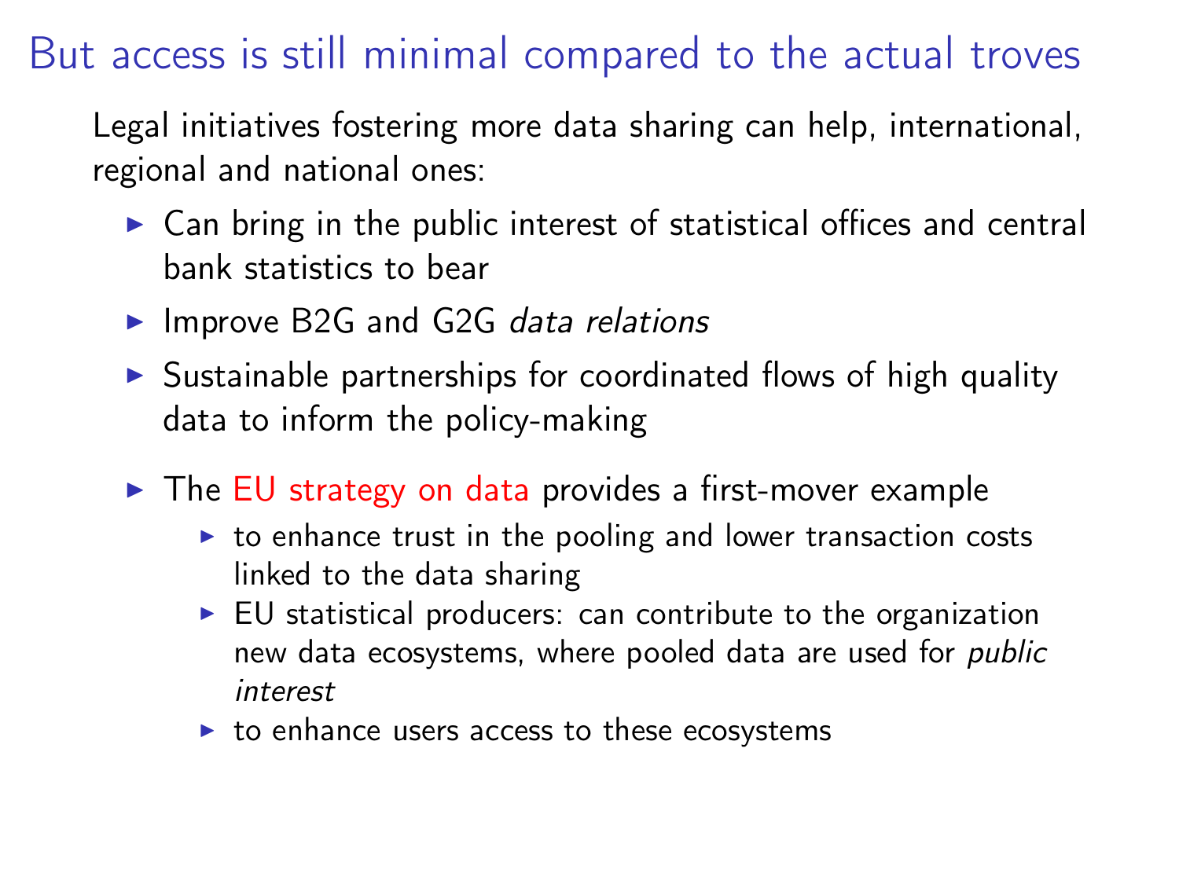# But access is still minimal compared to the actual troves

Legal initiatives fostering more data sharing can help, international, regional and national ones:

- Can bring in the public interest of statistical offices and central bank statistics to bear
- Improve B2G and G2G *data relations*
- Sustainable partnerships for coordinated flows of high quality data to inform the policy-making
- The EU strategy on data provides a first-mover example
  - to enhance trust in the pooling and lower transaction costs linked to the data sharing
  - EU statistical producers: can contribute to the organization new data ecosystems, where pooled data are used for *public interest*
  - to enhance users access to these ecosystems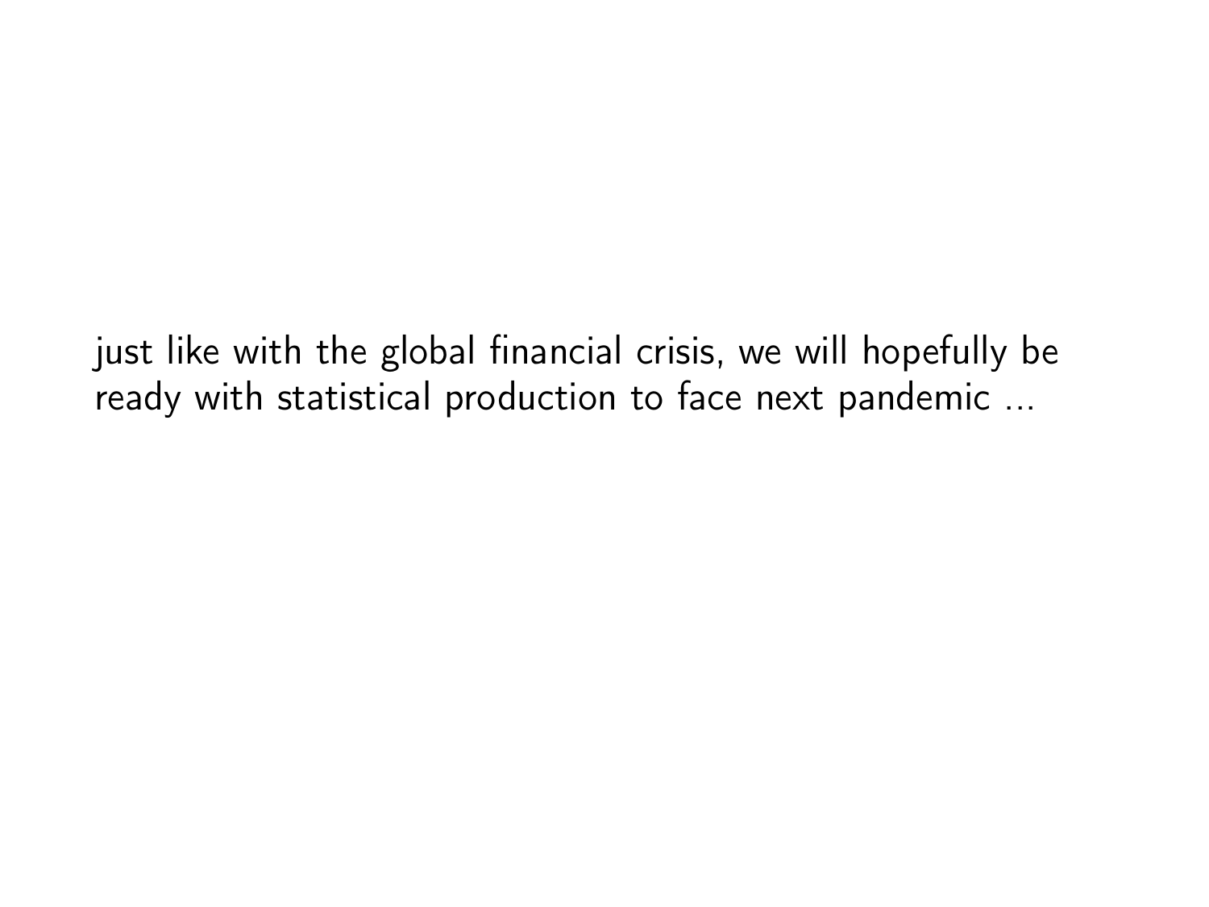just like with the global financial crisis, we will hopefully be ready with statistical production to face next pandemic ...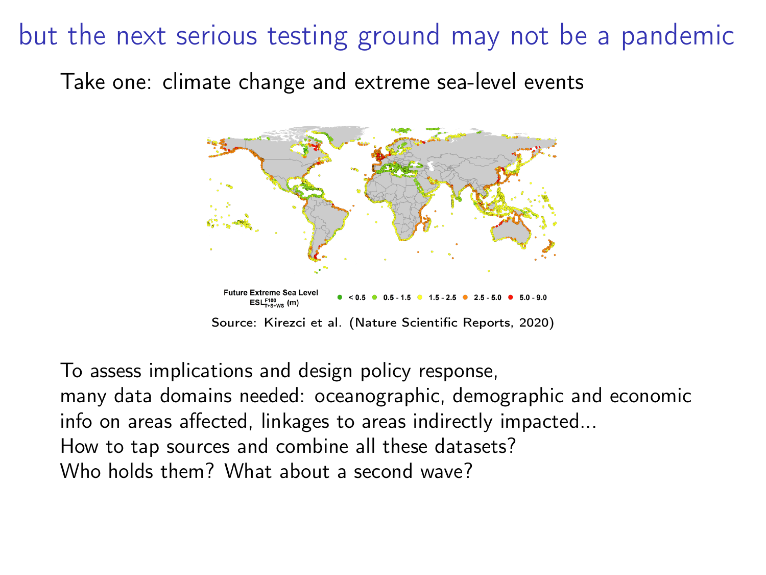# but the next serious testing ground may not be a pandemic

Take one: climate change and extreme sea-level events

Future Extreme Sea Level $ESL^{F100}_{T+S+WS}$ (m) — < 0.5, 0.5 - 1.5, 1.5 - 2.5, 2.5 - 5.0, 5.0 - 9.0

Source: Kirezci et al. (Nature Scientific Reports, 2020)

To assess implications and design policy response,
many data domains needed: oceanographic, demographic and economic info on areas affected, linkages to areas indirectly impacted...
How to tap sources and combine all these datasets?
Who holds them? What about a second wave?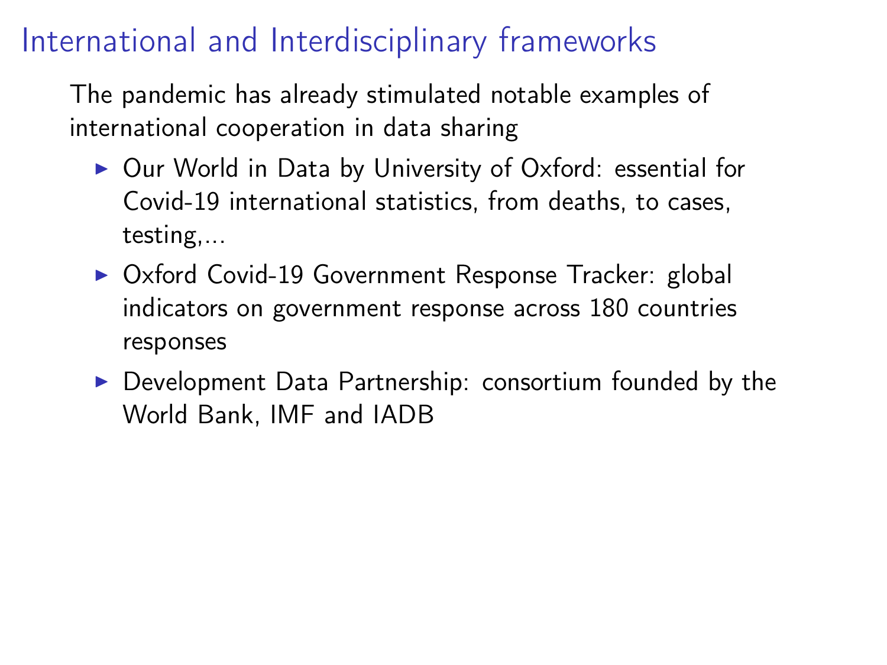## International and Interdisciplinary frameworks

The pandemic has already stimulated notable examples of international cooperation in data sharing

- Our World in Data by University of Oxford: essential for Covid-19 international statistics, from deaths, to cases, testing,...
- Oxford Covid-19 Government Response Tracker: global indicators on government response across 180 countries responses
- Development Data Partnership: consortium founded by the World Bank, IMF and IADB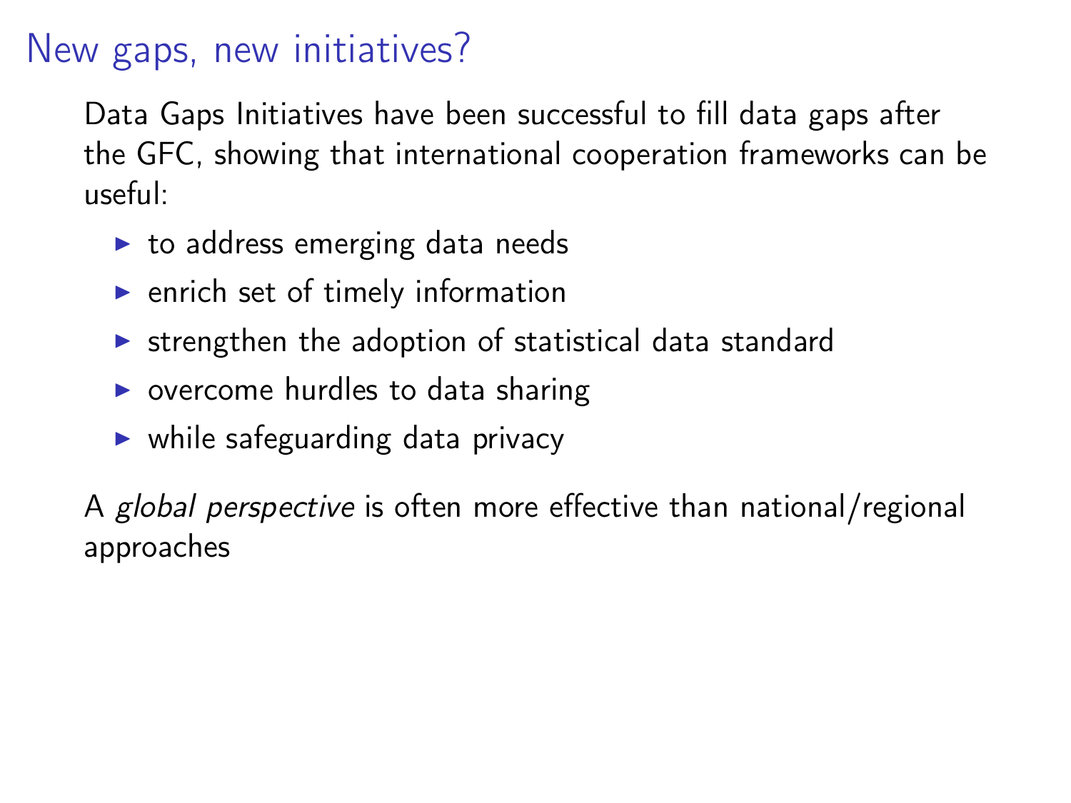# New gaps, new initiatives?

Data Gaps Initiatives have been successful to fill data gaps after the GFC, showing that international cooperation frameworks can be useful:

- to address emerging data needs
- enrich set of timely information
- strengthen the adoption of statistical data standard
- overcome hurdles to data sharing
- while safeguarding data privacy

A *global perspective* is often more effective than national/regional approaches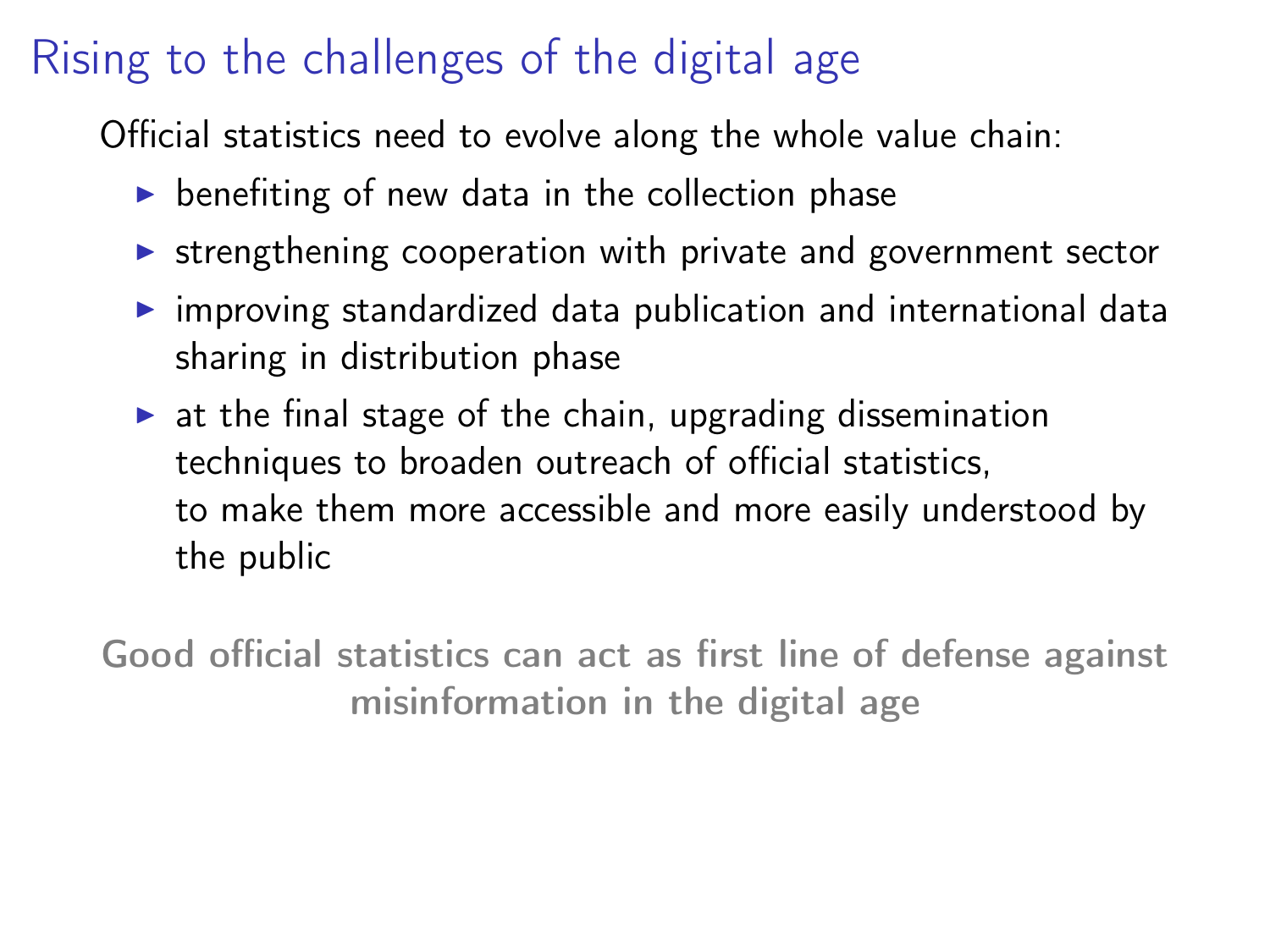## Rising to the challenges of the digital age

Official statistics need to evolve along the whole value chain:

- benefiting of new data in the collection phase
- strengthening cooperation with private and government sector
- improving standardized data publication and international data sharing in distribution phase
- at the final stage of the chain, upgrading dissemination techniques to broaden outreach of official statistics, to make them more accessible and more easily understood by the public

**Good official statistics can act as first line of defense against misinformation in the digital age**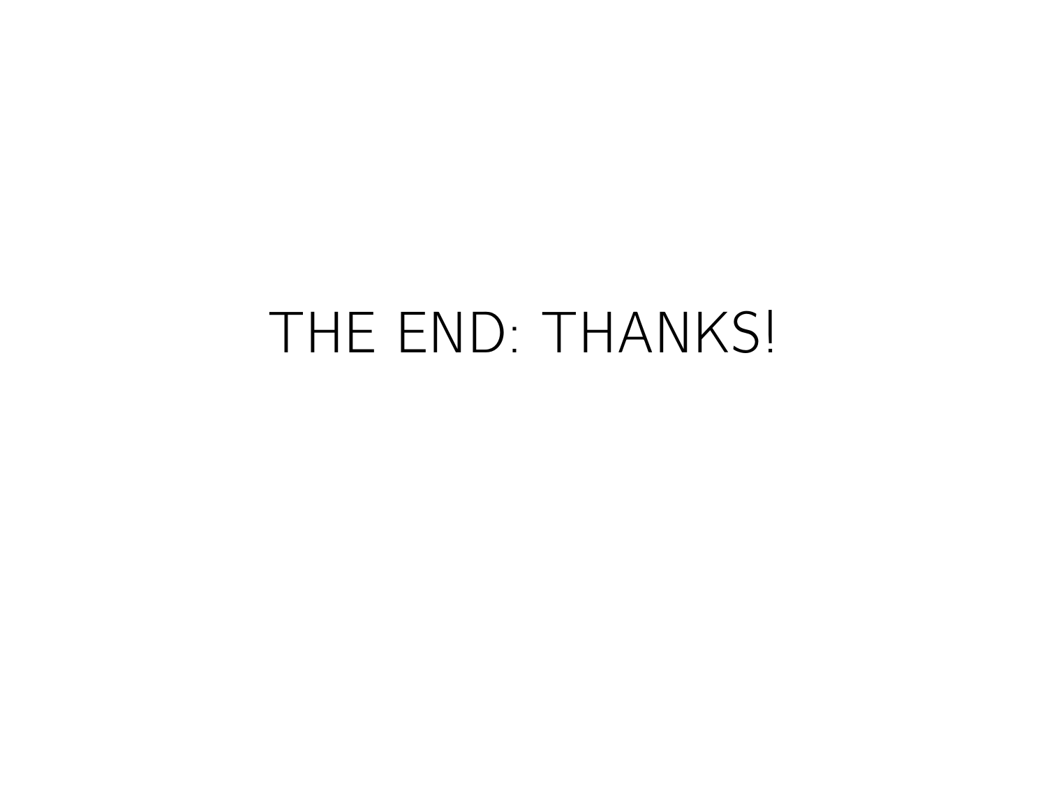# THE END: THANKS!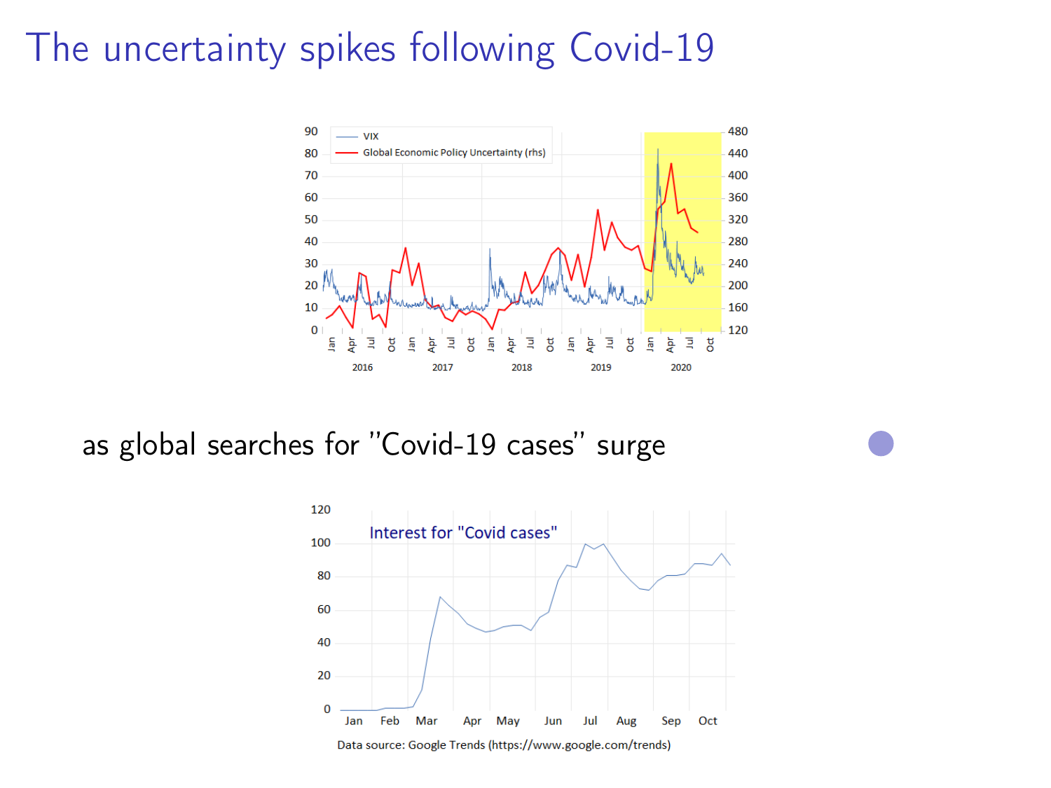# The uncertainty spikes following Covid-19

as global searches for "Covid-19 cases" surge

Data source: Google Trends (https://www.google.com/trends)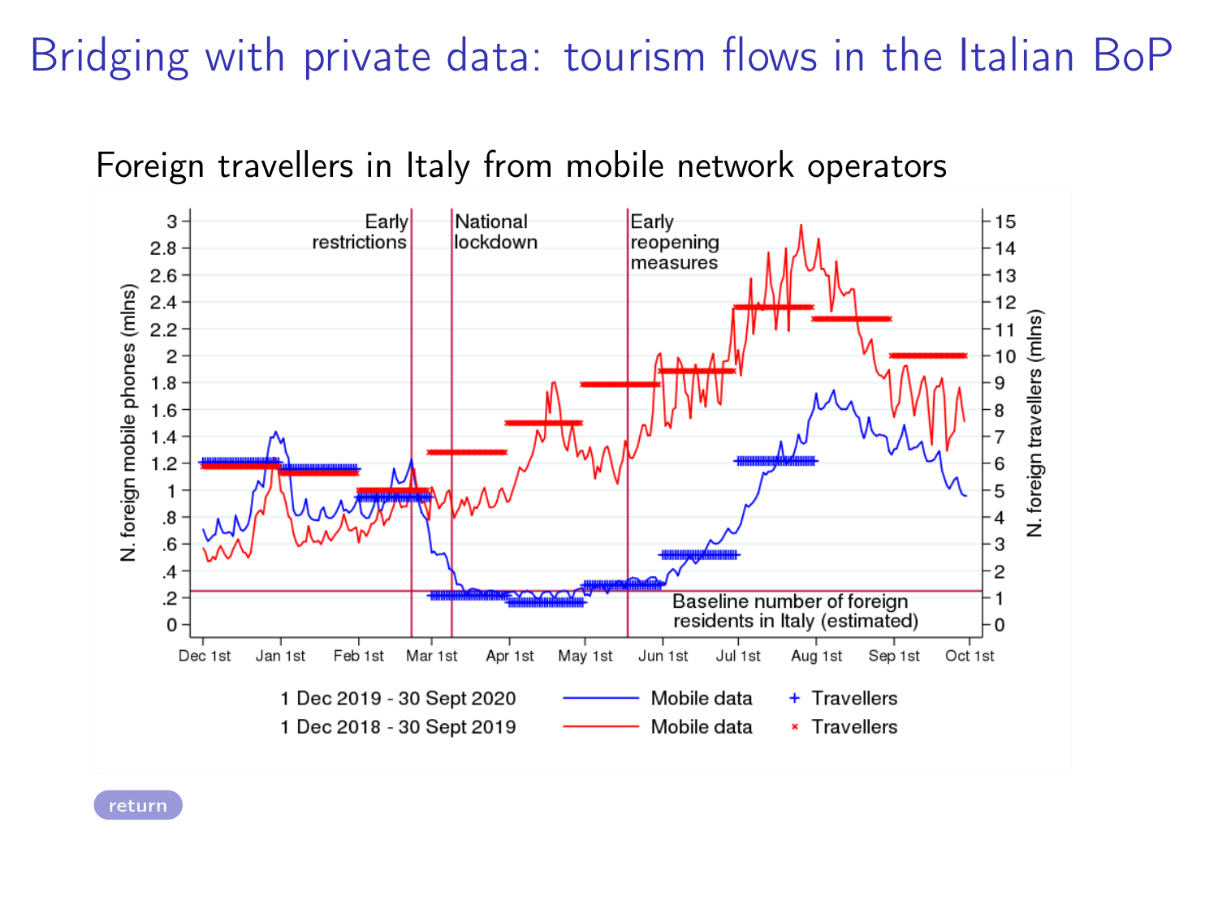# Bridging with private data: tourism flows in the Italian BoP

Foreign travellers in Italy from mobile network operators

N. foreign mobile phones (mlns)

3
2.8
2.6
2.4
2.2
2
1.8
1.6
1.4
1.2
1
.8
.6
.4
.2
0

N. foreign travellers (mlns)

15
14
13
12
11
10
9
8
7
6
5
4
3
2
1
0

Early restrictions

National lockdown

Early reopening measures

Baseline number of foreign residents in Italy (estimated)

Dec 1st
Jan 1st
Feb 1st
Mar 1st
Apr 1st
May 1st
Jun 1st
Jul 1st
Aug 1st
Sep 1st
Oct 1st

1 Dec 2019 - 30 Sept 2020 — Mobile data — Travellers

1 Dec 2018 - 30 Sept 2019 — Mobile data — Travellers

return